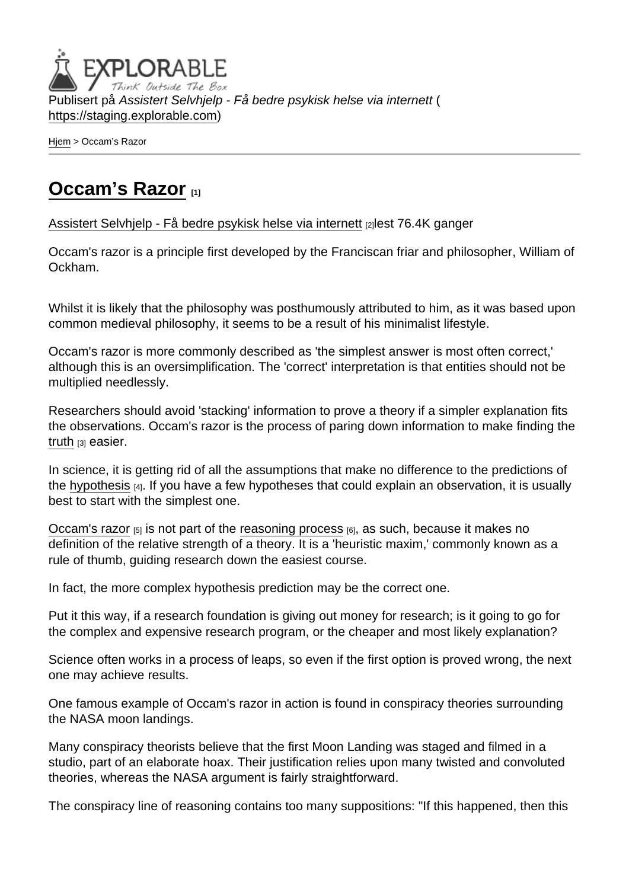Publisert på *Assistert Selvhjelp - Få bedre psykisk helse via internett* (https://staging.explorable.com)

Hjem > Occam's Razor

# Occam's Razor [1]

Assistert Selvhjelp - Få bedre psykisk helse via internett [2]lest 76.4K ganger

Occam's razor is a principle first developed by the Franciscan friar and philosopher, William of Ockham.

Whilst it is likely that the philosophy was posthumously attributed to him, as it was based upon common medieval philosophy, it seems to be a result of his minimalist lifestyle.

Occam's razor is more commonly described as 'the simplest answer is most often correct,' although this is an oversimplification. The 'correct' interpretation is that entities should not be multiplied needlessly.

Researchers should avoid 'stacking' information to prove a theory if a simpler explanation fits the observations. Occam's razor is the process of paring down information to make finding the truth [3] easier.

In science, it is getting rid of all the assumptions that make no difference to the predictions of the hypothesis [4]. If you have a few hypotheses that could explain an observation, it is usually best to start with the simplest one.

Occam's razor [5] is not part of the reasoning process [6], as such, because it makes no definition of the relative strength of a theory. It is a 'heuristic maxim,' commonly known as a rule of thumb, guiding research down the easiest course.

In fact, the more complex hypothesis prediction may be the correct one.

Put it this way, if a research foundation is giving out money for research; is it going to go for the complex and expensive research program, or the cheaper and most likely explanation?

Science often works in a process of leaps, so even if the first option is proved wrong, the next one may achieve results.

One famous example of Occam's razor in action is found in conspiracy theories surrounding the NASA moon landings.

Many conspiracy theorists believe that the first Moon Landing was staged and filmed in a studio, part of an elaborate hoax. Their justification relies upon many twisted and convoluted theories, whereas the NASA argument is fairly straightforward.

The conspiracy line of reasoning contains too many suppositions: "If this happened, then this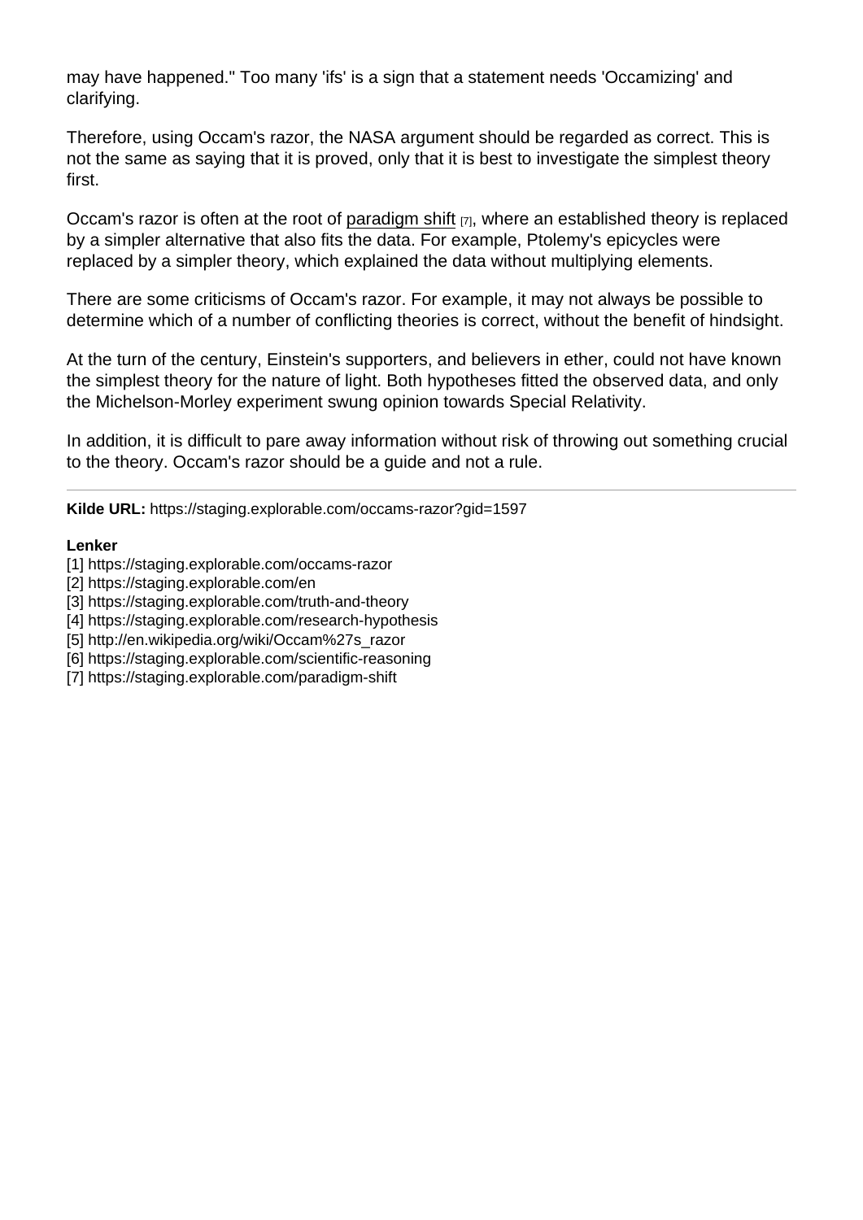may have happened." Too many 'ifs' is a sign that a statement needs 'Occamizing' and clarifying.

Therefore, using Occam's razor, the NASA argument should be regarded as correct. This is not the same as saying that it is proved, only that it is best to investigate the simplest theory first.

Occam's razor is often at the root of paradigm shift [7], where an established theory is replaced by a simpler alternative that also fits the data. For example, Ptolemy's epicycles were replaced by a simpler theory, which explained the data without multiplying elements.

There are some criticisms of Occam's razor. For example, it may not always be possible to determine which of a number of conflicting theories is correct, without the benefit of hindsight.

At the turn of the century, Einstein's supporters, and believers in ether, could not have known the simplest theory for the nature of light. Both hypotheses fitted the observed data, and only the Michelson-Morley experiment swung opinion towards Special Relativity.

In addition, it is difficult to pare away information without risk of throwing out something crucial to the theory. Occam's razor should be a guide and not a rule.

---

**Kilde URL:** https://staging.explorable.com/occams-razor?gid=1597

**Lenker**
[1] https://staging.explorable.com/occams-razor
[2] https://staging.explorable.com/en
[3] https://staging.explorable.com/truth-and-theory
[4] https://staging.explorable.com/research-hypothesis
[5] http://en.wikipedia.org/wiki/Occam%27s_razor
[6] https://staging.explorable.com/scientific-reasoning
[7] https://staging.explorable.com/paradigm-shift